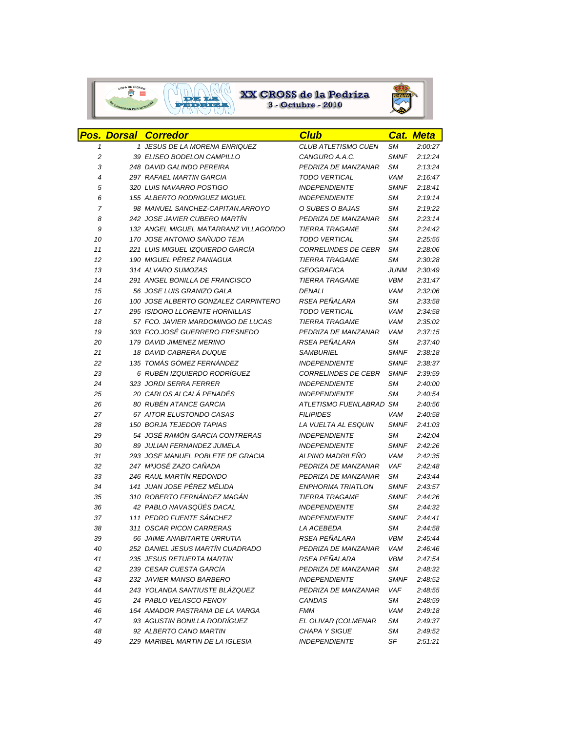# XX CROSS de la Pedriza

3 - Octubre - 2010

| Pos. | Dorsal | Corredor | Club | Cat. | Meta |
|---|---|---|---|---|---|
| 1 | 1 | JESUS DE LA MORENA ENRIQUEZ | CLUB ATLETISMO CUEN | SM | 2:00:27 |
| 2 | 39 | ELISEO BODELON CAMPILLO | CANGURO A.A.C. | SMNF | 2:12:24 |
| 3 | 248 | DAVID GALINDO PEREIRA | PEDRIZA DE MANZANAR | SM | 2:13:24 |
| 4 | 297 | RAFAEL MARTIN GARCIA | TODO VERTICAL | VAM | 2:16:47 |
| 5 | 320 | LUIS NAVARRO POSTIGO | INDEPENDIENTE | SMNF | 2:18:41 |
| 6 | 155 | ALBERTO RODRIGUEZ MIGUEL | INDEPENDIENTE | SM | 2:19:14 |
| 7 | 98 | MANUEL SANCHEZ-CAPITAN.ARROYO | O SUBES O BAJAS | SM | 2:19:22 |
| 8 | 242 | JOSE JAVIER CUBERO MARTÍN | PEDRIZA DE MANZANAR | SM | 2:23:14 |
| 9 | 132 | ANGEL MIGUEL MATARRANZ VILLAGORDO | TIERRA TRAGAME | SM | 2:24:42 |
| 10 | 170 | JOSE ANTONIO SAÑUDO TEJA | TODO VERTICAL | SM | 2:25:55 |
| 11 | 221 | LUIS MIGUEL IZQUIERDO GARCÍA | CORRELINDES DE CEBR | SM | 2:28:06 |
| 12 | 190 | MIGUEL PÉREZ PANIAGUA | TIERRA TRAGAME | SM | 2:30:28 |
| 13 | 314 | ALVARO SUMOZAS | GEOGRAFICA | JUNM | 2:30:49 |
| 14 | 291 | ANGEL BONILLA DE FRANCISCO | TIERRA TRAGAME | VBM | 2:31:47 |
| 15 | 56 | JOSE LUIS GRANIZO GALA | DENALI | VAM | 2:32:06 |
| 16 | 100 | JOSE ALBERTO GONZALEZ CARPINTERO | RSEA PEÑALARA | SM | 2:33:58 |
| 17 | 295 | ISIDORO LLORENTE HORNILLAS | TODO VERTICAL | VAM | 2:34:58 |
| 18 | 57 | FCO. JAVIER MARDOMINGO DE LUCAS | TIERRA TRAGAME | VAM | 2:35:02 |
| 19 | 303 | FCO.JOSÉ GUERRERO FRESNEDO | PEDRIZA DE MANZANAR | VAM | 2:37:15 |
| 20 | 179 | DAVID JIMENEZ MERINO | RSEA PEÑALARA | SM | 2:37:40 |
| 21 | 18 | DAVID CABRERA DUQUE | SAMBURIEL | SMNF | 2:38:18 |
| 22 | 135 | TOMÁS GÓMEZ FERNÁNDEZ | INDEPENDIENTE | SMNF | 2:38:37 |
| 23 | 6 | RUBÉN IZQUIERDO RODRÍGUEZ | CORRELINDES DE CEBR | SMNF | 2:39:59 |
| 24 | 323 | JORDI SERRA FERRER | INDEPENDIENTE | SM | 2:40:00 |
| 25 | 20 | CARLOS ALCALÁ PENADÉS | INDEPENDIENTE | SM | 2:40:54 |
| 26 | 80 | RUBÉN ATANCE GARCIA | ATLETISMO FUENLABRAD | SM | 2:40:56 |
| 27 | 67 | AITOR ELUSTONDO CASAS | FILIPIDES | VAM | 2:40:58 |
| 28 | 150 | BORJA TEJEDOR TAPIAS | LA VUELTA AL ESQUIN | SMNF | 2:41:03 |
| 29 | 54 | JOSÉ RAMÓN GARCIA CONTRERAS | INDEPENDIENTE | SM | 2:42:04 |
| 30 | 89 | JULIAN FERNANDEZ JUMELA | INDEPENDIENTE | SMNF | 2:42:26 |
| 31 | 293 | JOSE MANUEL POBLETE DE GRACIA | ALPINO MADRILEÑO | VAM | 2:42:35 |
| 32 | 247 | MªJOSÉ ZAZO CAÑADA | PEDRIZA DE MANZANAR | VAF | 2:42:48 |
| 33 | 246 | RAUL MARTÍN REDONDO | PEDRIZA DE MANZANAR | SM | 2:43:44 |
| 34 | 141 | JUAN JOSE PÉREZ MÉLIDA | ENPHORMA TRIATLON | SMNF | 2:43:57 |
| 35 | 310 | ROBERTO FERNÁNDEZ MAGÁN | TIERRA TRAGAME | SMNF | 2:44:26 |
| 36 | 42 | PABLO NAVASQÜÉS DACAL | INDEPENDIENTE | SM | 2:44:32 |
| 37 | 111 | PEDRO FUENTE SÁNCHEZ | INDEPENDIENTE | SMNF | 2:44:41 |
| 38 | 311 | OSCAR PICON CARRERAS | LA ACEBEDA | SM | 2:44:58 |
| 39 | 66 | JAIME ANABITARTE URRUTIA | RSEA PEÑALARA | VBM | 2:45:44 |
| 40 | 252 | DANIEL JESUS MARTÍN CUADRADO | PEDRIZA DE MANZANAR | VAM | 2:46:46 |
| 41 | 235 | JESUS RETUERTA MARTIN | RSEA PEÑALARA | VBM | 2:47:54 |
| 42 | 239 | CESAR CUESTA GARCÍA | PEDRIZA DE MANZANAR | SM | 2:48:32 |
| 43 | 232 | JAVIER MANSO BARBERO | INDEPENDIENTE | SMNF | 2:48:52 |
| 44 | 243 | YOLANDA SANTIUSTE BLÁZQUEZ | PEDRIZA DE MANZANAR | VAF | 2:48:55 |
| 45 | 24 | PABLO VELASCO FENOY | CANDAS | SM | 2:48:59 |
| 46 | 164 | AMADOR PASTRANA DE LA VARGA | FMM | VAM | 2:49:18 |
| 47 | 93 | AGUSTIN BONILLA RODRÍGUEZ | EL OLIVAR (COLMENAR | SM | 2:49:37 |
| 48 | 92 | ALBERTO CANO MARTIN | CHAPA Y SIGUE | SM | 2:49:52 |
| 49 | 229 | MARIBEL MARTIN DE LA IGLESIA | INDEPENDIENTE | SF | 2:51:21 |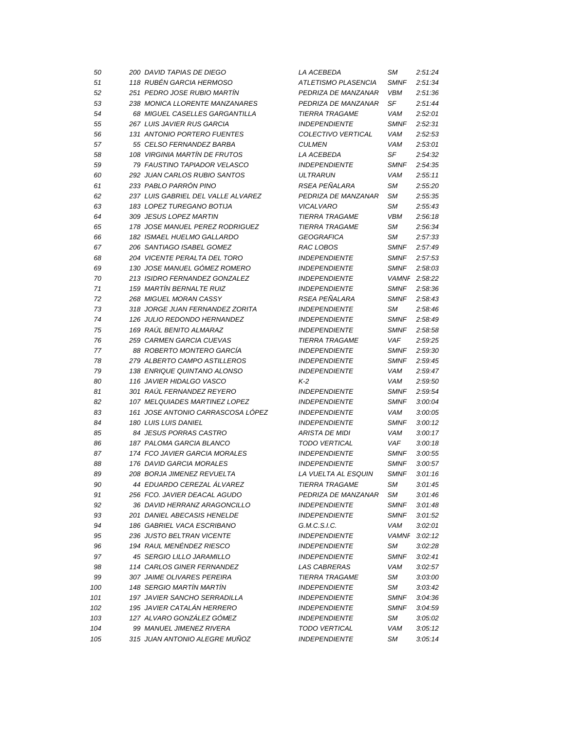| | | | | | |
|---|---|---|---|---|---|
| 50 | 200 | DAVID TAPIAS DE DIEGO | LA ACEBEDA | SM | 2:51:24 |
| 51 | 118 | RUBÉN GARCIA HERMOSO | ATLETISMO PLASENCIA | SMNF | 2:51:34 |
| 52 | 251 | PEDRO JOSE RUBIO MARTÍN | PEDRIZA DE MANZANAR | VBM | 2:51:36 |
| 53 | 238 | MONICA LLORENTE MANZANARES | PEDRIZA DE MANZANAR | SF | 2:51:44 |
| 54 | 68 | MIGUEL CASELLES GARGANTILLA | TIERRA TRAGAME | VAM | 2:52:01 |
| 55 | 267 | LUIS JAVIER RUS GARCIA | INDEPENDIENTE | SMNF | 2:52:31 |
| 56 | 131 | ANTONIO PORTERO FUENTES | COLECTIVO VERTICAL | VAM | 2:52:53 |
| 57 | 55 | CELSO FERNANDEZ BARBA | CULMEN | VAM | 2:53:01 |
| 58 | 108 | VIRGINIA MARTÍN DE FRUTOS | LA ACEBEDA | SF | 2:54:32 |
| 59 | 79 | FAUSTINO TAPIADOR VELASCO | INDEPENDIENTE | SMNF | 2:54:35 |
| 60 | 292 | JUAN CARLOS RUBIO SANTOS | ULTRARUN | VAM | 2:55:11 |
| 61 | 233 | PABLO PARRÓN PINO | RSEA PEÑALARA | SM | 2:55:20 |
| 62 | 237 | LUIS GABRIEL DEL VALLE ALVAREZ | PEDRIZA DE MANZANAR | SM | 2:55:35 |
| 63 | 183 | LOPEZ TUREGANO BOTIJA | VICALVARO | SM | 2:55:43 |
| 64 | 309 | JESUS LOPEZ MARTIN | TIERRA TRAGAME | VBM | 2:56:18 |
| 65 | 178 | JOSE MANUEL PEREZ RODRIGUEZ | TIERRA TRAGAME | SM | 2:56:34 |
| 66 | 182 | ISMAEL HUELMO GALLARDO | GEOGRAFICA | SM | 2:57:33 |
| 67 | 206 | SANTIAGO ISABEL GOMEZ | RAC LOBOS | SMNF | 2:57:49 |
| 68 | 204 | VICENTE PERALTA DEL TORO | INDEPENDIENTE | SMNF | 2:57:53 |
| 69 | 130 | JOSE MANUEL GÓMEZ ROMERO | INDEPENDIENTE | SMNF | 2:58:03 |
| 70 | 213 | ISIDRO FERNANDEZ GONZALEZ | INDEPENDIENTE | VAMNF | 2:58:22 |
| 71 | 159 | MARTÍN BERNALTE RUIZ | INDEPENDIENTE | SMNF | 2:58:36 |
| 72 | 268 | MIGUEL MORAN CASSY | RSEA PEÑALARA | SMNF | 2:58:43 |
| 73 | 318 | JORGE JUAN FERNANDEZ ZORITA | INDEPENDIENTE | SM | 2:58:46 |
| 74 | 126 | JULIO REDONDO HERNANDEZ | INDEPENDIENTE | SMNF | 2:58:49 |
| 75 | 169 | RAÚL BENITO ALMARAZ | INDEPENDIENTE | SMNF | 2:58:58 |
| 76 | 259 | CARMEN GARCIA CUEVAS | TIERRA TRAGAME | VAF | 2:59:25 |
| 77 | 88 | ROBERTO MONTERO GARCÍA | INDEPENDIENTE | SMNF | 2:59:30 |
| 78 | 279 | ALBERTO CAMPO ASTILLEROS | INDEPENDIENTE | SMNF | 2:59:45 |
| 79 | 138 | ENRIQUE QUINTANO ALONSO | INDEPENDIENTE | VAM | 2:59:47 |
| 80 | 116 | JAVIER HIDALGO VASCO | K-2 | VAM | 2:59:50 |
| 81 | 301 | RAÚL FERNANDEZ REYERO | INDEPENDIENTE | SMNF | 2:59:54 |
| 82 | 107 | MELQUIADES MARTINEZ LOPEZ | INDEPENDIENTE | SMNF | 3:00:04 |
| 83 | 161 | JOSE ANTONIO CARRASCOSA LÓPEZ | INDEPENDIENTE | VAM | 3:00:05 |
| 84 | 180 | LUIS LUIS DANIEL | INDEPENDIENTE | SMNF | 3:00:12 |
| 85 | 84 | JESUS PORRAS CASTRO | ARISTA DE MIDI | VAM | 3:00:17 |
| 86 | 187 | PALOMA GARCIA BLANCO | TODO VERTICAL | VAF | 3:00:18 |
| 87 | 174 | FCO JAVIER GARCIA MORALES | INDEPENDIENTE | SMNF | 3:00:55 |
| 88 | 176 | DAVID GARCIA MORALES | INDEPENDIENTE | SMNF | 3:00:57 |
| 89 | 208 | BORJA JIMENEZ REVUELTA | LA VUELTA AL ESQUIN | SMNF | 3:01:16 |
| 90 | 44 | EDUARDO CEREZAL ÁLVAREZ | TIERRA TRAGAME | SM | 3:01:45 |
| 91 | 256 | FCO. JAVIER DEACAL AGUDO | PEDRIZA DE MANZANAR | SM | 3:01:46 |
| 92 | 36 | DAVID HERRANZ ARAGONCILLO | INDEPENDIENTE | SMNF | 3:01:48 |
| 93 | 201 | DANIEL ABECASIS HENELDE | INDEPENDIENTE | SMNF | 3:01:52 |
| 94 | 186 | GABRIEL VACA ESCRIBANO | G.M.C.S.I.C. | VAM | 3:02:01 |
| 95 | 236 | JUSTO BELTRAN VICENTE | INDEPENDIENTE | VAMNF | 3:02:12 |
| 96 | 194 | RAUL MENÉNDEZ RIESCO | INDEPENDIENTE | SM | 3:02:28 |
| 97 | 45 | SERGIO LILLO JARAMILLO | INDEPENDIENTE | SMNF | 3:02:41 |
| 98 | 114 | CARLOS GINER FERNANDEZ | LAS CABRERAS | VAM | 3:02:57 |
| 99 | 307 | JAIME OLIVARES PEREIRA | TIERRA TRAGAME | SM | 3:03:00 |
| 100 | 148 | SERGIO MARTÍN MARTÍN | INDEPENDIENTE | SM | 3:03:42 |
| 101 | 197 | JAVIER SANCHO SERRADILLA | INDEPENDIENTE | SMNF | 3:04:36 |
| 102 | 195 | JAVIER CATALÁN HERRERO | INDEPENDIENTE | SMNF | 3:04:59 |
| 103 | 127 | ALVARO GONZÁLEZ GÓMEZ | INDEPENDIENTE | SM | 3:05:02 |
| 104 | 99 | MANUEL JIMENEZ RIVERA | TODO VERTICAL | VAM | 3:05:12 |
| 105 | 315 | JUAN ANTONIO ALEGRE MUÑOZ | INDEPENDIENTE | SM | 3:05:14 |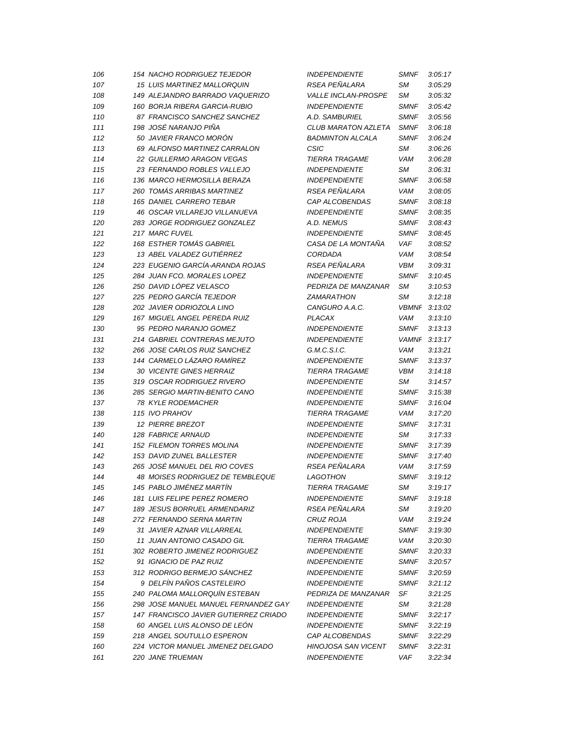| | | | | | |
|---|---|---|---|---|---|
| 106 | 154 | NACHO RODRIGUEZ TEJEDOR | INDEPENDIENTE | SMNF | 3:05:17 |
| 107 | 15 | LUIS MARTINEZ MALLORQUIN | RSEA PEÑALARA | SM | 3:05:29 |
| 108 | 149 | ALEJANDRO BARRADO VAQUERIZO | VALLE INCLAN-PROSPE | SM | 3:05:32 |
| 109 | 160 | BORJA RIBERA GARCIA-RUBIO | INDEPENDIENTE | SMNF | 3:05:42 |
| 110 | 87 | FRANCISCO SANCHEZ SANCHEZ | A.D. SAMBURIEL | SMNF | 3:05:56 |
| 111 | 198 | JOSÉ NARANJO PIÑA | CLUB MARATON AZLETA | SMNF | 3:06:18 |
| 112 | 50 | JAVIER FRANCO MORÓN | BADMINTON ALCALA | SMNF | 3:06:24 |
| 113 | 69 | ALFONSO MARTINEZ CARRALON | CSIC | SM | 3:06:26 |
| 114 | 22 | GUILLERMO ARAGON VEGAS | TIERRA TRAGAME | VAM | 3:06:28 |
| 115 | 23 | FERNANDO ROBLES VALLEJO | INDEPENDIENTE | SM | 3:06:31 |
| 116 | 136 | MARCO HERMOSILLA BERAZA | INDEPENDIENTE | SMNF | 3:06:58 |
| 117 | 260 | TOMÁS ARRIBAS MARTINEZ | RSEA PEÑALARA | VAM | 3:08:05 |
| 118 | 165 | DANIEL CARRERO TEBAR | CAP ALCOBENDAS | SMNF | 3:08:18 |
| 119 | 46 | OSCAR VILLAREJO VILLANUEVA | INDEPENDIENTE | SMNF | 3:08:35 |
| 120 | 283 | JORGE RODRIGUEZ GONZALEZ | A.D. NEMUS | SMNF | 3:08:43 |
| 121 | 217 | MARC FUVEL | INDEPENDIENTE | SMNF | 3:08:45 |
| 122 | 168 | ESTHER TOMÁS GABRIEL | CASA DE LA MONTAÑA | VAF | 3:08:52 |
| 123 | 13 | ABEL VALADEZ GUTIÉRREZ | CORDADA | VAM | 3:08:54 |
| 124 | 223 | EUGENIO GARCÍA-ARANDA ROJAS | RSEA PEÑALARA | VBM | 3:09:31 |
| 125 | 284 | JUAN FCO. MORALES LOPEZ | INDEPENDIENTE | SMNF | 3:10:45 |
| 126 | 250 | DAVID LÓPEZ VELASCO | PEDRIZA DE MANZANAR | SM | 3:10:53 |
| 127 | 225 | PEDRO GARCÍA TEJEDOR | ZAMARATHON | SM | 3:12:18 |
| 128 | 202 | JAVIER ODRIOZOLA LINO | CANGURO A.A.C. | VBMNF | 3:13:02 |
| 129 | 167 | MIGUEL ANGEL PEREDA RUIZ | PLACAX | VAM | 3:13:10 |
| 130 | 95 | PEDRO NARANJO GOMEZ | INDEPENDIENTE | SMNF | 3:13:13 |
| 131 | 214 | GABRIEL CONTRERAS MEJUTO | INDEPENDIENTE | VAMNF | 3:13:17 |
| 132 | 266 | JOSE CARLOS RUIZ SANCHEZ | G.M.C.S.I.C. | VAM | 3:13:21 |
| 133 | 144 | CARMELO LÁZARO RAMÍREZ | INDEPENDIENTE | SMNF | 3:13:37 |
| 134 | 30 | VICENTE GINES HERRAIZ | TIERRA TRAGAME | VBM | 3:14:18 |
| 135 | 319 | OSCAR RODRIGUEZ RIVERO | INDEPENDIENTE | SM | 3:14:57 |
| 136 | 285 | SERGIO MARTIN-BENITO CANO | INDEPENDIENTE | SMNF | 3:15:38 |
| 137 | 78 | KYLE RODEMACHER | INDEPENDIENTE | SMNF | 3:16:04 |
| 138 | 115 | IVO PRAHOV | TIERRA TRAGAME | VAM | 3:17:20 |
| 139 | 12 | PIERRE BREZOT | INDEPENDIENTE | SMNF | 3:17:31 |
| 140 | 128 | FABRICE ARNAUD | INDEPENDIENTE | SM | 3:17:33 |
| 141 | 152 | FILEMON TORRES MOLINA | INDEPENDIENTE | SMNF | 3:17:39 |
| 142 | 153 | DAVID ZUNEL BALLESTER | INDEPENDIENTE | SMNF | 3:17:40 |
| 143 | 265 | JOSÉ MANUEL DEL RIO COVES | RSEA PEÑALARA | VAM | 3:17:59 |
| 144 | 48 | MOISES RODRIGUEZ DE TEMBLEQUE | LAGOTHON | SMNF | 3:19:12 |
| 145 | 145 | PABLO JIMÉNEZ MARTÍN | TIERRA TRAGAME | SM | 3:19:17 |
| 146 | 181 | LUIS FELIPE PEREZ ROMERO | INDEPENDIENTE | SMNF | 3:19:18 |
| 147 | 189 | JESUS BORRUEL ARMENDARIZ | RSEA PEÑALARA | SM | 3:19:20 |
| 148 | 272 | FERNANDO SERNA MARTIN | CRUZ ROJA | VAM | 3:19:24 |
| 149 | 31 | JAVIER AZNAR VILLARREAL | INDEPENDIENTE | SMNF | 3:19:30 |
| 150 | 11 | JUAN ANTONIO CASADO GIL | TIERRA TRAGAME | VAM | 3:20:30 |
| 151 | 302 | ROBERTO JIMENEZ RODRIGUEZ | INDEPENDIENTE | SMNF | 3:20:33 |
| 152 | 91 | IGNACIO DE PAZ RUIZ | INDEPENDIENTE | SMNF | 3:20:57 |
| 153 | 312 | RODRIGO BERMEJO SÁNCHEZ | INDEPENDIENTE | SMNF | 3:20:59 |
| 154 | 9 | DELFÍN PAÑOS CASTELEIRO | INDEPENDIENTE | SMNF | 3:21:12 |
| 155 | 240 | PALOMA MALLORQUÍN ESTEBAN | PEDRIZA DE MANZANAR | SF | 3:21:25 |
| 156 | 298 | JOSE MANUEL MANUEL FERNANDEZ GAY | INDEPENDIENTE | SM | 3:21:28 |
| 157 | 147 | FRANCISCO JAVIER GUTIERREZ CRIADO | INDEPENDIENTE | SMNF | 3:22:17 |
| 158 | 60 | ANGEL LUIS ALONSO DE LEÓN | INDEPENDIENTE | SMNF | 3:22:19 |
| 159 | 218 | ANGEL SOUTULLO ESPERON | CAP ALCOBENDAS | SMNF | 3:22:29 |
| 160 | 224 | VICTOR MANUEL JIMENEZ DELGADO | HINOJOSA SAN VICENT | SMNF | 3:22:31 |
| 161 | 220 | JANE TRUEMAN | INDEPENDIENTE | VAF | 3:22:34 |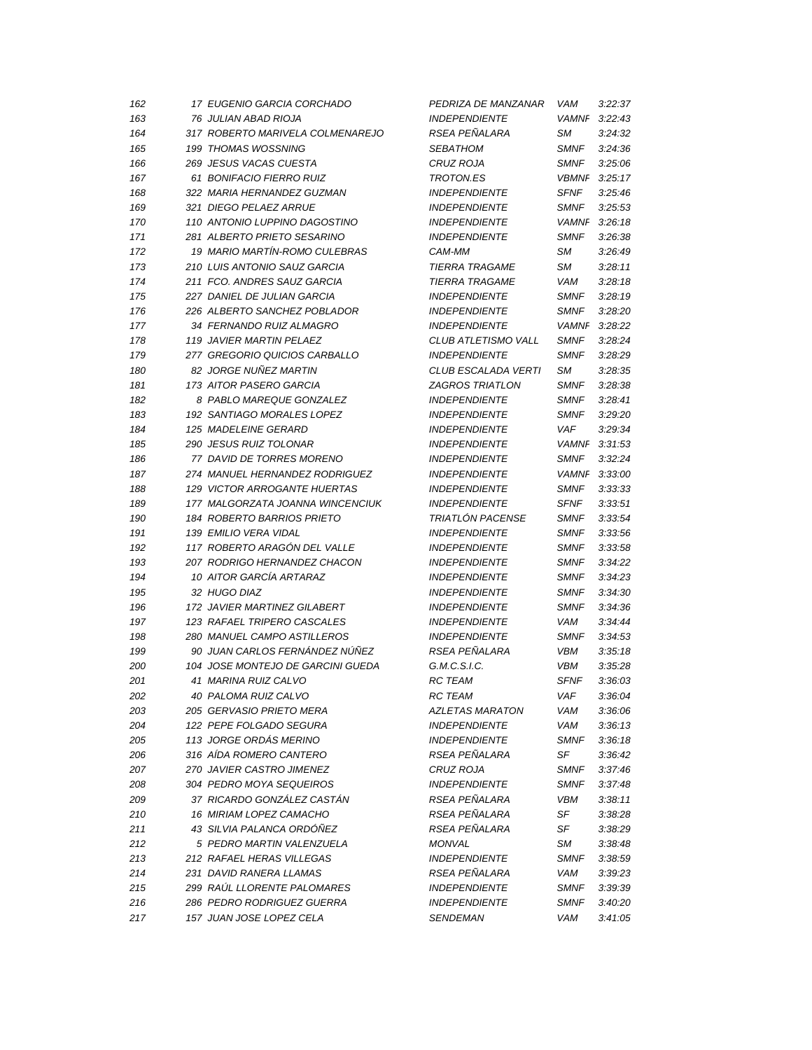| | | | | | |
|---|---|---|---|---|---|
| 162 | 17 | EUGENIO GARCIA CORCHADO | PEDRIZA DE MANZANAR | VAM | 3:22:37 |
| 163 | 76 | JULIAN ABAD RIOJA | INDEPENDIENTE | VAMNF | 3:22:43 |
| 164 | 317 | ROBERTO MARIVELA COLMENAREJO | RSEA PEÑALARA | SM | 3:24:32 |
| 165 | 199 | THOMAS WOSSNING | SEBATHOM | SMNF | 3:24:36 |
| 166 | 269 | JESUS VACAS CUESTA | CRUZ ROJA | SMNF | 3:25:06 |
| 167 | 61 | BONIFACIO FIERRO RUIZ | TROTON.ES | VBMNF | 3:25:17 |
| 168 | 322 | MARIA HERNANDEZ GUZMAN | INDEPENDIENTE | SFNF | 3:25:46 |
| 169 | 321 | DIEGO PELAEZ ARRUE | INDEPENDIENTE | SMNF | 3:25:53 |
| 170 | 110 | ANTONIO LUPPINO DAGOSTINO | INDEPENDIENTE | VAMNF | 3:26:18 |
| 171 | 281 | ALBERTO PRIETO SESARINO | INDEPENDIENTE | SMNF | 3:26:38 |
| 172 | 19 | MARIO MARTÍN-ROMO CULEBRAS | CAM-MM | SM | 3:26:49 |
| 173 | 210 | LUIS ANTONIO SAUZ GARCIA | TIERRA TRAGAME | SM | 3:28:11 |
| 174 | 211 | FCO. ANDRES SAUZ GARCIA | TIERRA TRAGAME | VAM | 3:28:18 |
| 175 | 227 | DANIEL DE JULIAN GARCIA | INDEPENDIENTE | SMNF | 3:28:19 |
| 176 | 226 | ALBERTO SANCHEZ POBLADOR | INDEPENDIENTE | SMNF | 3:28:20 |
| 177 | 34 | FERNANDO RUIZ ALMAGRO | INDEPENDIENTE | VAMNF | 3:28:22 |
| 178 | 119 | JAVIER MARTIN PELAEZ | CLUB ATLETISMO VALL | SMNF | 3:28:24 |
| 179 | 277 | GREGORIO QUICIOS CARBALLO | INDEPENDIENTE | SMNF | 3:28:29 |
| 180 | 82 | JORGE NUÑEZ MARTIN | CLUB ESCALADA VERTI | SM | 3:28:35 |
| 181 | 173 | AITOR PASERO GARCIA | ZAGROS TRIATLON | SMNF | 3:28:38 |
| 182 | 8 | PABLO MAREQUE GONZALEZ | INDEPENDIENTE | SMNF | 3:28:41 |
| 183 | 192 | SANTIAGO MORALES LOPEZ | INDEPENDIENTE | SMNF | 3:29:20 |
| 184 | 125 | MADELEINE GERARD | INDEPENDIENTE | VAF | 3:29:34 |
| 185 | 290 | JESUS RUIZ TOLONAR | INDEPENDIENTE | VAMNF | 3:31:53 |
| 186 | 77 | DAVID DE TORRES MORENO | INDEPENDIENTE | SMNF | 3:32:24 |
| 187 | 274 | MANUEL HERNANDEZ RODRIGUEZ | INDEPENDIENTE | VAMNF | 3:33:00 |
| 188 | 129 | VICTOR ARROGANTE HUERTAS | INDEPENDIENTE | SMNF | 3:33:33 |
| 189 | 177 | MALGORZATA JOANNA WINCENCIUK | INDEPENDIENTE | SFNF | 3:33:51 |
| 190 | 184 | ROBERTO BARRIOS PRIETO | TRIATLÓN PACENSE | SMNF | 3:33:54 |
| 191 | 139 | EMILIO VERA VIDAL | INDEPENDIENTE | SMNF | 3:33:56 |
| 192 | 117 | ROBERTO ARAGÓN DEL VALLE | INDEPENDIENTE | SMNF | 3:33:58 |
| 193 | 207 | RODRIGO HERNANDEZ CHACON | INDEPENDIENTE | SMNF | 3:34:22 |
| 194 | 10 | AITOR GARCÍA ARTARAZ | INDEPENDIENTE | SMNF | 3:34:23 |
| 195 | 32 | HUGO DIAZ | INDEPENDIENTE | SMNF | 3:34:30 |
| 196 | 172 | JAVIER MARTINEZ GILABERT | INDEPENDIENTE | SMNF | 3:34:36 |
| 197 | 123 | RAFAEL TRIPERO CASCALES | INDEPENDIENTE | VAM | 3:34:44 |
| 198 | 280 | MANUEL CAMPO ASTILLEROS | INDEPENDIENTE | SMNF | 3:34:53 |
| 199 | 90 | JUAN CARLOS FERNÁNDEZ NÚÑEZ | RSEA PEÑALARA | VBM | 3:35:18 |
| 200 | 104 | JOSE MONTEJO DE GARCINI GUEDA | G.M.C.S.I.C. | VBM | 3:35:28 |
| 201 | 41 | MARINA RUIZ CALVO | RC TEAM | SFNF | 3:36:03 |
| 202 | 40 | PALOMA RUIZ CALVO | RC TEAM | VAF | 3:36:04 |
| 203 | 205 | GERVASIO PRIETO MERA | AZLETAS MARATON | VAM | 3:36:06 |
| 204 | 122 | PEPE FOLGADO SEGURA | INDEPENDIENTE | VAM | 3:36:13 |
| 205 | 113 | JORGE ORDÁS MERINO | INDEPENDIENTE | SMNF | 3:36:18 |
| 206 | 316 | AÍDA ROMERO CANTERO | RSEA PEÑALARA | SF | 3:36:42 |
| 207 | 270 | JAVIER CASTRO JIMENEZ | CRUZ ROJA | SMNF | 3:37:46 |
| 208 | 304 | PEDRO MOYA SEQUEIROS | INDEPENDIENTE | SMNF | 3:37:48 |
| 209 | 37 | RICARDO GONZÁLEZ CASTÁN | RSEA PEÑALARA | VBM | 3:38:11 |
| 210 | 16 | MIRIAM LOPEZ CAMACHO | RSEA PEÑALARA | SF | 3:38:28 |
| 211 | 43 | SILVIA PALANCA ORDÓÑEZ | RSEA PEÑALARA | SF | 3:38:29 |
| 212 | 5 | PEDRO MARTIN VALENZUELA | MONVAL | SM | 3:38:48 |
| 213 | 212 | RAFAEL HERAS VILLEGAS | INDEPENDIENTE | SMNF | 3:38:59 |
| 214 | 231 | DAVID RANERA LLAMAS | RSEA PEÑALARA | VAM | 3:39:23 |
| 215 | 299 | RAÚL LLORENTE PALOMARES | INDEPENDIENTE | SMNF | 3:39:39 |
| 216 | 286 | PEDRO RODRIGUEZ GUERRA | INDEPENDIENTE | SMNF | 3:40:20 |
| 217 | 157 | JUAN JOSE LOPEZ CELA | SENDEMAN | VAM | 3:41:05 |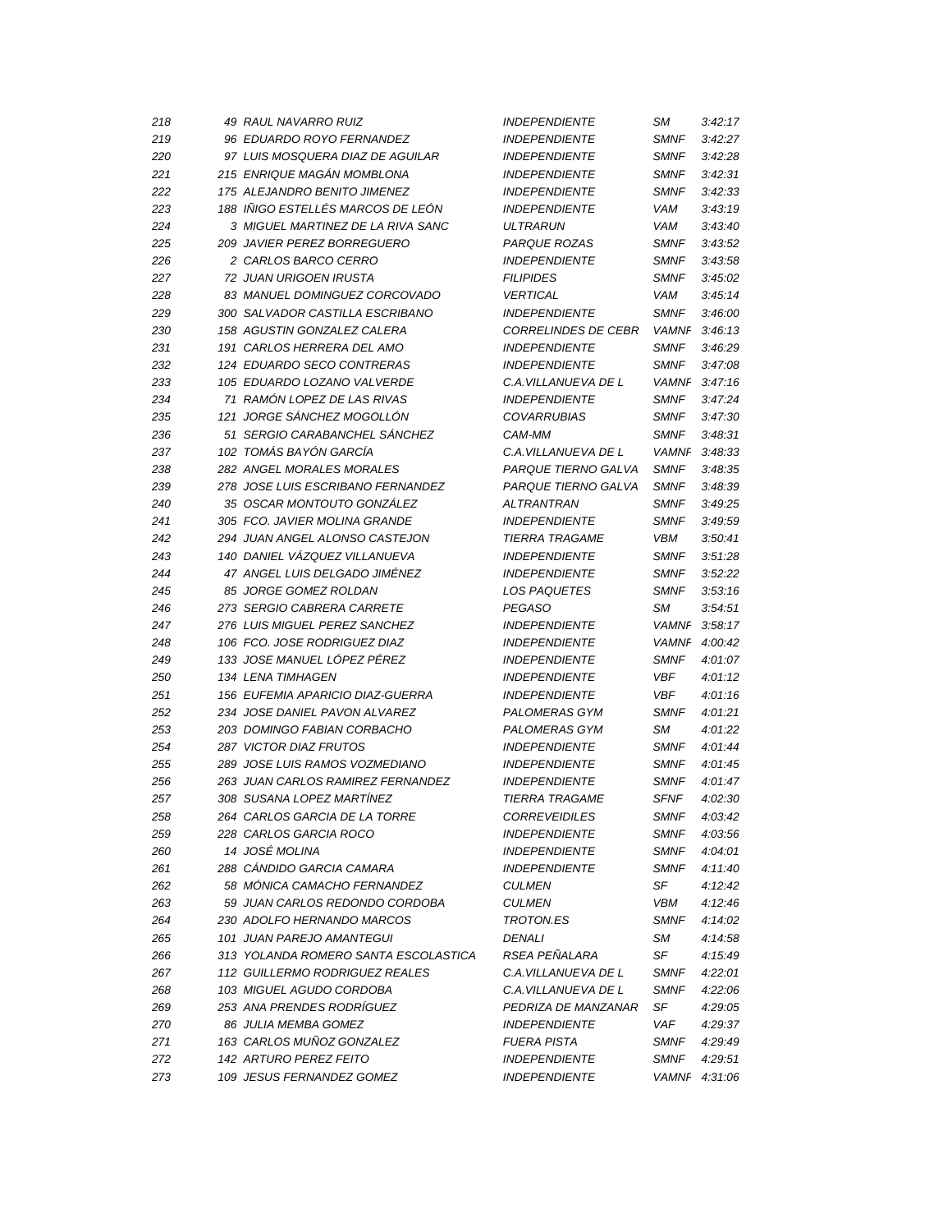| | | | | | |
|---|---|---|---|---|---|
| 218 | 49 | RAUL NAVARRO RUIZ | INDEPENDIENTE | SM | 3:42:17 |
| 219 | 96 | EDUARDO ROYO FERNANDEZ | INDEPENDIENTE | SMNF | 3:42:27 |
| 220 | 97 | LUIS MOSQUERA DIAZ DE AGUILAR | INDEPENDIENTE | SMNF | 3:42:28 |
| 221 | 215 | ENRIQUE MAGÁN MOMBLONA | INDEPENDIENTE | SMNF | 3:42:31 |
| 222 | 175 | ALEJANDRO BENITO JIMENEZ | INDEPENDIENTE | SMNF | 3:42:33 |
| 223 | 188 | IÑIGO ESTELLÉS MARCOS DE LEÓN | INDEPENDIENTE | VAM | 3:43:19 |
| 224 | 3 | MIGUEL MARTINEZ DE LA RIVA SANC | ULTRARUN | VAM | 3:43:40 |
| 225 | 209 | JAVIER PEREZ BORREGUERO | PARQUE ROZAS | SMNF | 3:43:52 |
| 226 | 2 | CARLOS BARCO CERRO | INDEPENDIENTE | SMNF | 3:43:58 |
| 227 | 72 | JUAN URIGOEN IRUSTA | FILIPIDES | SMNF | 3:45:02 |
| 228 | 83 | MANUEL DOMINGUEZ CORCOVADO | VERTICAL | VAM | 3:45:14 |
| 229 | 300 | SALVADOR CASTILLA ESCRIBANO | INDEPENDIENTE | SMNF | 3:46:00 |
| 230 | 158 | AGUSTIN GONZALEZ CALERA | CORRELINDES DE CEBR | VAMNF | 3:46:13 |
| 231 | 191 | CARLOS HERRERA DEL AMO | INDEPENDIENTE | SMNF | 3:46:29 |
| 232 | 124 | EDUARDO SECO CONTRERAS | INDEPENDIENTE | SMNF | 3:47:08 |
| 233 | 105 | EDUARDO LOZANO VALVERDE | C.A.VILLANUEVA DE L | VAMNF | 3:47:16 |
| 234 | 71 | RAMÓN LOPEZ DE LAS RIVAS | INDEPENDIENTE | SMNF | 3:47:24 |
| 235 | 121 | JORGE SÁNCHEZ MOGOLLÓN | COVARRUBIAS | SMNF | 3:47:30 |
| 236 | 51 | SERGIO CARABANCHEL SÁNCHEZ | CAM-MM | SMNF | 3:48:31 |
| 237 | 102 | TOMÁS BAYÓN GARCÍA | C.A.VILLANUEVA DE L | VAMNF | 3:48:33 |
| 238 | 282 | ANGEL MORALES MORALES | PARQUE TIERNO GALVA | SMNF | 3:48:35 |
| 239 | 278 | JOSE LUIS ESCRIBANO FERNANDEZ | PARQUE TIERNO GALVA | SMNF | 3:48:39 |
| 240 | 35 | OSCAR MONTOUTO GONZÁLEZ | ALTRANTRAN | SMNF | 3:49:25 |
| 241 | 305 | FCO. JAVIER MOLINA GRANDE | INDEPENDIENTE | SMNF | 3:49:59 |
| 242 | 294 | JUAN ANGEL ALONSO CASTEJON | TIERRA TRAGAME | VBM | 3:50:41 |
| 243 | 140 | DANIEL VÁZQUEZ VILLANUEVA | INDEPENDIENTE | SMNF | 3:51:28 |
| 244 | 47 | ANGEL LUIS DELGADO JIMÉNEZ | INDEPENDIENTE | SMNF | 3:52:22 |
| 245 | 85 | JORGE GOMEZ ROLDAN | LOS PAQUETES | SMNF | 3:53:16 |
| 246 | 273 | SERGIO CABRERA CARRETE | PEGASO | SM | 3:54:51 |
| 247 | 276 | LUIS MIGUEL PEREZ SANCHEZ | INDEPENDIENTE | VAMNF | 3:58:17 |
| 248 | 106 | FCO. JOSE RODRIGUEZ DIAZ | INDEPENDIENTE | VAMNF | 4:00:42 |
| 249 | 133 | JOSE MANUEL LÓPEZ PÉREZ | INDEPENDIENTE | SMNF | 4:01:07 |
| 250 | 134 | LENA TIMHAGEN | INDEPENDIENTE | VBF | 4:01:12 |
| 251 | 156 | EUFEMIA APARICIO DIAZ-GUERRA | INDEPENDIENTE | VBF | 4:01:16 |
| 252 | 234 | JOSE DANIEL PAVON ALVAREZ | PALOMERAS GYM | SMNF | 4:01:21 |
| 253 | 203 | DOMINGO FABIAN CORBACHO | PALOMERAS GYM | SM | 4:01:22 |
| 254 | 287 | VICTOR DIAZ FRUTOS | INDEPENDIENTE | SMNF | 4:01:44 |
| 255 | 289 | JOSE LUIS RAMOS VOZMEDIANO | INDEPENDIENTE | SMNF | 4:01:45 |
| 256 | 263 | JUAN CARLOS RAMIREZ FERNANDEZ | INDEPENDIENTE | SMNF | 4:01:47 |
| 257 | 308 | SUSANA LOPEZ MARTÍNEZ | TIERRA TRAGAME | SFNF | 4:02:30 |
| 258 | 264 | CARLOS GARCIA DE LA TORRE | CORREVEIDILES | SMNF | 4:03:42 |
| 259 | 228 | CARLOS GARCIA ROCO | INDEPENDIENTE | SMNF | 4:03:56 |
| 260 | 14 | JOSÉ MOLINA | INDEPENDIENTE | SMNF | 4:04:01 |
| 261 | 288 | CÁNDIDO GARCIA CAMARA | INDEPENDIENTE | SMNF | 4:11:40 |
| 262 | 58 | MÓNICA CAMACHO FERNANDEZ | CULMEN | SF | 4:12:42 |
| 263 | 59 | JUAN CARLOS REDONDO CORDOBA | CULMEN | VBM | 4:12:46 |
| 264 | 230 | ADOLFO HERNANDO MARCOS | TROTON.ES | SMNF | 4:14:02 |
| 265 | 101 | JUAN PAREJO AMANTEGUI | DENALI | SM | 4:14:58 |
| 266 | 313 | YOLANDA ROMERO SANTA ESCOLASTICA | RSEA PEÑALARA | SF | 4:15:49 |
| 267 | 112 | GUILLERMO RODRIGUEZ REALES | C.A.VILLANUEVA DE L | SMNF | 4:22:01 |
| 268 | 103 | MIGUEL AGUDO CORDOBA | C.A.VILLANUEVA DE L | SMNF | 4:22:06 |
| 269 | 253 | ANA PRENDES RODRÍGUEZ | PEDRIZA DE MANZANAR | SF | 4:29:05 |
| 270 | 86 | JULIA MEMBA GOMEZ | INDEPENDIENTE | VAF | 4:29:37 |
| 271 | 163 | CARLOS MUÑOZ GONZALEZ | FUERA PISTA | SMNF | 4:29:49 |
| 272 | 142 | ARTURO PEREZ FEITO | INDEPENDIENTE | SMNF | 4:29:51 |
| 273 | 109 | JESUS FERNANDEZ GOMEZ | INDEPENDIENTE | VAMNF | 4:31:06 |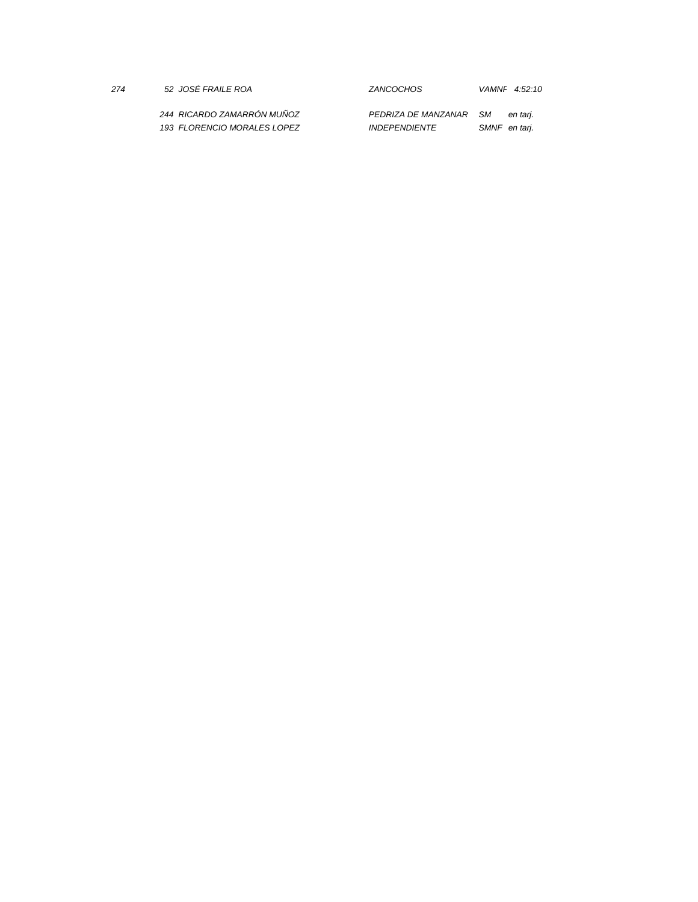| | | | | | |
|---|---|---|---|---|---|
| *274* | *52* | *JOSÉ FRAILE ROA* | *ZANCOCHOS* | *VAMNF* | *4:52:10* |
| | *244* | *RICARDO ZAMARRÓN MUÑOZ* | *PEDRIZA DE MANZANAR* | *SM* | *en tarj.* |
| | *193* | *FLORENCIO MORALES LOPEZ* | *INDEPENDIENTE* | *SMNF* | *en tarj.* |